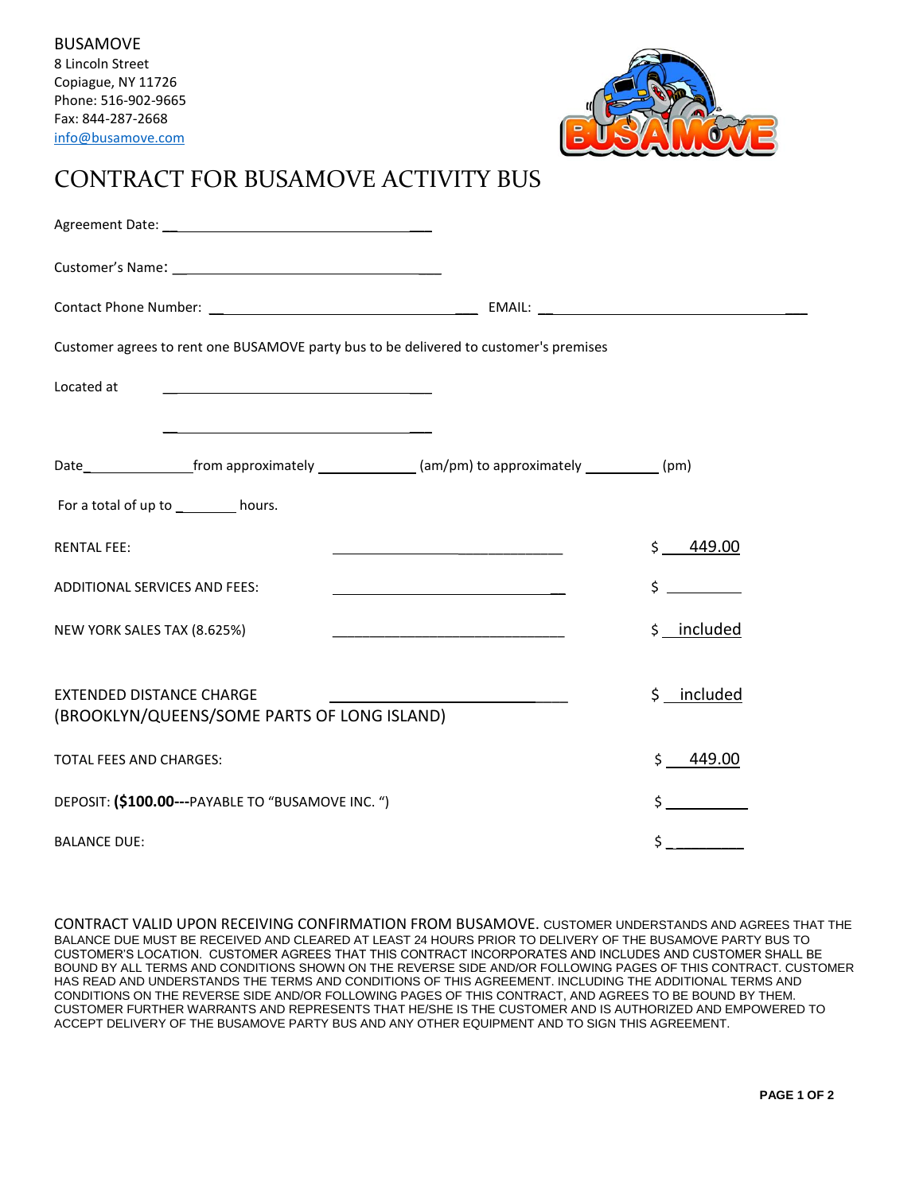BUSAMOVE
8 Lincoln Street
Copiague, NY 11726
Phone: 516-902-9665
Fax: 844-287-2668
info@busamove.com

# CONTRACT FOR BUSAMOVE ACTIVITY BUS

Agreement Date: ___________________________________

Customer's Name: ___________________________________

Contact Phone Number: ___________________________________ EMAIL: ___________________________________

Customer agrees to rent one BUSAMOVE party bus to be delivered to customer's premises

Located at ___________________________________

___________________________________

Date_______________ from approximately _____________ (am/pm) to approximately __________ (pm)

For a total of up to ________ hours.

| | | |
|---|---|---|
| RENTAL FEE: | ______________________________ | $ 449.00 |
| ADDITIONAL SERVICES AND FEES: | ______________________________ | $ _________ |
| NEW YORK SALES TAX (8.625%) | ______________________________ | $ included |
| EXTENDED DISTANCE CHARGE (BROOKLYN/QUEENS/SOME PARTS OF LONG ISLAND) | ______________________________ | $ included |
| TOTAL FEES AND CHARGES: | | $ 449.00 |
| DEPOSIT: **($100.00---**PAYABLE TO "BUSAMOVE INC. ") | | $ _________ |
| BALANCE DUE: | | $ _________ |

CONTRACT VALID UPON RECEIVING CONFIRMATION FROM BUSAMOVE. CUSTOMER UNDERSTANDS AND AGREES THAT THE BALANCE DUE MUST BE RECEIVED AND CLEARED AT LEAST 24 HOURS PRIOR TO DELIVERY OF THE BUSAMOVE PARTY BUS TO CUSTOMER'S LOCATION. CUSTOMER AGREES THAT THIS CONTRACT INCORPORATES AND INCLUDES AND CUSTOMER SHALL BE BOUND BY ALL TERMS AND CONDITIONS SHOWN ON THE REVERSE SIDE AND/OR FOLLOWING PAGES OF THIS CONTRACT. CUSTOMER HAS READ AND UNDERSTANDS THE TERMS AND CONDITIONS OF THIS AGREEMENT. INCLUDING THE ADDITIONAL TERMS AND CONDITIONS ON THE REVERSE SIDE AND/OR FOLLOWING PAGES OF THIS CONTRACT, AND AGREES TO BE BOUND BY THEM. CUSTOMER FURTHER WARRANTS AND REPRESENTS THAT HE/SHE IS THE CUSTOMER AND IS AUTHORIZED AND EMPOWERED TO ACCEPT DELIVERY OF THE BUSAMOVE PARTY BUS AND ANY OTHER EQUIPMENT AND TO SIGN THIS AGREEMENT.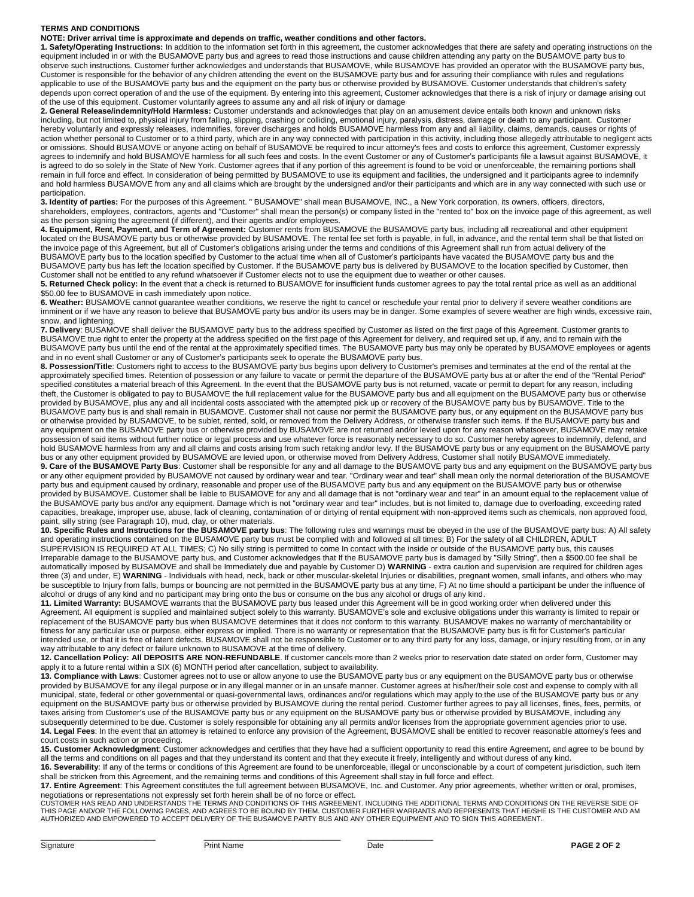**TERMS AND CONDITIONS**

**NOTE: Driver arrival time is approximate and depends on traffic, weather conditions and other factors.**

**1. Safety/Operating Instructions:** In addition to the information set forth in this agreement, the customer acknowledges that there are safety and operating instructions on the equipment included in or with the BUSAMOVE party bus and agrees to read those instructions and cause children attending any party on the BUSAMOVE party bus to observe such instructions. Customer further acknowledges and understands that BUSAMOVE, while BUSAMOVE has provided an operator with the BUSAMOVE party bus, Customer is responsible for the behavior of any children attending the event on the BUSAMOVE party bus and for assuring their compliance with rules and regulations applicable to use of the BUSAMOVE party bus and the equipment on the party bus or otherwise provided by BUSAMOVE. Customer understands that children's safety depends upon correct operation of and the use of the equipment. By entering into this agreement, Customer acknowledges that there is a risk of injury or damage arising out of the use of this equipment. Customer voluntarily agrees to assume any and all risk of injury or damage

**2. General Release/indemnity/Hold Harmless:** Customer understands and acknowledges that play on an amusement device entails both known and unknown risks including, but not limited to, physical injury from falling, slipping, crashing or colliding, emotional injury, paralysis, distress, damage or death to any participant. Customer hereby voluntarily and expressly releases, indemnifies, forever discharges and holds BUSAMOVE harmless from any and all liability, claims, demands, causes or rights of action whether personal to Customer or to a third party, which are in any way connected with participation in this activity, including those allegedly attributable to negligent acts or omissions. Should BUSAMOVE or anyone acting on behalf of BUSAMOVE be required to incur attorney's fees and costs to enforce this agreement, Customer expressly agrees to indemnify and hold BUSAMOVE harmless for all such fees and costs. In the event Customer or any of Customer's participants file a lawsuit against BUSAMOVE, it is agreed to do so solely in the State of New York. Customer agrees that if any portion of this agreement is found to be void or unenforceable, the remaining portions shall remain in full force and effect. In consideration of being permitted by BUSAMOVE to use its equipment and facilities, the undersigned and it participants agree to indemnify and hold harmless BUSAMOVE from any and all claims which are brought by the undersigned and/or their participants and which are in any way connected with such use or participation.

**3. Identity of parties:** For the purposes of this Agreement. " BUSAMOVE" shall mean BUSAMOVE, INC., a New York corporation, its owners, officers, directors, shareholders, employees, contractors, agents and "Customer" shall mean the person(s) or company listed in the "rented to" box on the invoice page of this agreement, as well as the person signing the agreement (if different), and their agents and/or employees.

**4. Equipment, Rent, Payment, and Term of Agreement:** Customer rents from BUSAMOVE the BUSAMOVE party bus, including all recreational and other equipment located on the BUSAMOVE party bus or otherwise provided by BUSAMOVE. The rental fee set forth is payable, in full, in advance, and the rental term shall be that listed on the invoice page of this Agreement, but all of Customer's obligations arising under the terms and conditions of this Agreement shall run from actual delivery of the BUSAMOVE party bus to the location specified by Customer to the actual time when all of Customer's participants have vacated the BUSAMOVE party bus and the BUSAMOVE party bus has left the location specified by Customer. If the BUSAMOVE party bus is delivered by BUSAMOVE to the location specified by Customer, then Customer shall not be entitled to any refund whatsoever if Customer elects not to use the equipment due to weather or other causes.

**5. Returned Check policy:** In the event that a check is returned to BUSAMOVE for insufficient funds customer agrees to pay the total rental price as well as an additional $50.00 fee to BUSAMOVE in cash immediately upon notice.

**6. Weather:** BUSAMOVE cannot guarantee weather conditions, we reserve the right to cancel or reschedule your rental prior to delivery if severe weather conditions are imminent or if we have any reason to believe that BUSAMOVE party bus and/or its users may be in danger. Some examples of severe weather are high winds, excessive rain, snow, and lightening.

**7. Delivery**: BUSAMOVE shall deliver the BUSAMOVE party bus to the address specified by Customer as listed on the first page of this Agreement. Customer grants to BUSAMOVE true right to enter the property at the address specified on the first page of this Agreement for delivery, and required set up, if any, and to remain with the BUSAMOVE party bus until the end of the rental at the approximately specified times. The BUSAMOVE party bus may only be operated by BUSAMOVE employees or agents and in no event shall Customer or any of Customer's participants seek to operate the BUSAMOVE party bus.

**8. Possession/Title**: Customers right to access to the BUSAMOVE party bus begins upon delivery to Customer's premises and terminates at the end of the rental at the approximately specified times. Retention of possession or any failure to vacate or permit the departure of the BUSAMOVE party bus at or after the end of the "Rental Period" specified constitutes a material breach of this Agreement. In the event that the BUSAMOVE party bus is not returned, vacate or permit to depart for any reason, including theft, the Customer is obligated to pay to BUSAMOVE the full replacement value for the BUSAMOVE party bus and all equipment on the BUSAMOVE party bus or otherwise provided by BUSAMOVE, plus any and all incidental costs associated with the attempted pick up or recovery of the BUSAMOVE party bus by BUSAMOVE. Title to the BUSAMOVE party bus is and shall remain in BUSAMOVE. Customer shall not cause nor permit the BUSAMOVE party bus, or any equipment on the BUSAMOVE party bus or otherwise provided by BUSAMOVE, to be sublet, rented, sold, or removed from the Delivery Address, or otherwise transfer such items. If the BUSAMOVE party bus and any equipment on the BUSAMOVE party bus or otherwise provided by BUSAMOVE are not returned and/or levied upon for any reason whatsoever, BUSAMOVE may retake possession of said items without further notice or legal process and use whatever force is reasonably necessary to do so. Customer hereby agrees to indemnify, defend, and hold BUSAMOVE harmless from any and all claims and costs arising from such retaking and/or levy. If the BUSAMOVE party bus or any equipment on the BUSAMOVE party bus or any other equipment provided by BUSAMOVE are levied upon, or otherwise moved from Delivery Address, Customer shall notify BUSAMOVE immediately.

**9. Care of the BUSAMOVE Party Bus**: Customer shall be responsible for any and all damage to the BUSAMOVE party bus and any equipment on the BUSAMOVE party bus or any other equipment provided by BUSAMOVE not caused by ordinary wear and tear. "Ordinary wear and tear" shall mean only the normal deterioration of the BUSAMOVE party bus and equipment caused by ordinary, reasonable and proper use of the BUSAMOVE party bus and any equipment on the BUSAMOVE party bus or otherwise provided by BUSAMOVE. Customer shall be liable to BUSAMOVE for any and all damage that is not "ordinary wear and tear" in an amount equal to the replacement value of the BUSAMOVE party bus and/or any equipment. Damage which is not "ordinary wear and tear" includes, but is not limited to, damage due to overloading, exceeding rated capacities, breakage, improper use, abuse, lack of cleaning, contamination of or dirtying of rental equipment with non-approved items such as chemicals, non approved food, paint, silly string (see Paragraph 10), mud, clay, or other materials.

**10. Specific Rules and Instructions for the BUSAMOVE party bus**: The following rules and warnings must be obeyed in the use of the BUSAMOVE party bus: A) All safety and operating instructions contained on the BUSAMOVE party bus must be complied with and followed at all times; B) For the safety of all CHILDREN, ADULT SUPERVISION IS REQUIRED AT ALL TIMES; C) No silly string is permitted to come In contact with the inside or outside of the BUSAMOVE party bus, this causes Irreparable damage to the BUSAMOVE party bus, and Customer acknowledges that If the BUSAMOVE party bus is damaged by "Silly String", then a $500.00 fee shall be automatically imposed by BUSAMOVE and shall be Immediately due and payable by Customer D) **WARNING** - extra caution and supervision are required for children ages three (3) and under, E) **WARNING** - Individuals with head, neck, back or other muscular-skeletal Injuries or disabilities, pregnant women, small infants, and others who may be susceptible to Injury from falls, bumps or bouncing are not permitted in the BUSAMOVE party bus at any time, F) At no time should a participant be under the influence of alcohol or drugs of any kind and no participant may bring onto the bus or consume on the bus any alcohol or drugs of any kind.

**11. Limited Warranty:** BUSAMOVE warrants that the BUSAMOVE party bus leased under this Agreement will be in good working order when delivered under this Agreement. All equipment is supplied and maintained subject solely to this warranty. BUSAMOVE's sole and exclusive obligations under this warranty is limited to repair or replacement of the BUSAMOVE party bus when BUSAMOVE determines that it does not conform to this warranty. BUSAMOVE makes no warranty of merchantability or fitness for any particular use or purpose, either express or implied. There is no warranty or representation that the BUSAMOVE party bus is fit for Customer's particular intended use, or that it is free of latent defects. BUSAMOVE shall not be responsible to Customer or to any third party for any loss, damage, or injury resulting from, or in any way attributable to any defect or failure unknown to BUSAMOVE at the time of delivery.

**12. Cancellation Policy: All DEPOSITS ARE NON-REFUNDABLE**. If customer cancels more than 2 weeks prior to reservation date stated on order form, Customer may apply it to a future rental within a SIX (6) MONTH period after cancellation, subject to availability.

**13. Compliance with Laws**: Customer agrees not to use or allow anyone to use the BUSAMOVE party bus or any equipment on the BUSAMOVE party bus or otherwise provided by BUSAMOVE for any illegal purpose or in any illegal manner or in an unsafe manner. Customer agrees at his/her/their sole cost and expense to comply with all municipal, state, federal or other governmental or quasi-governmental laws, ordinances and/or regulations which may apply to the use of the BUSAMOVE party bus or any equipment on the BUSAMOVE party bus or otherwise provided by BUSAMOVE during the rental period. Customer further agrees to pay all licenses, fines, fees, permits, or taxes arising from Customer's use of the BUSAMOVE party bus or any equipment on the BUSAMOVE party bus or otherwise provided by BUSAMOVE, including any subsequently determined to be due. Customer is solely responsible for obtaining any all permits and/or licenses from the appropriate government agencies prior to use.

**14. Legal Fees**: In the event that an attorney is retained to enforce any provision of the Agreement, BUSAMOVE shall be entitled to recover reasonable attorney's fees and court costs in such action or proceeding.

**15. Customer Acknowledgment**: Customer acknowledges and certifies that they have had a sufficient opportunity to read this entire Agreement, and agree to be bound by all the terms and conditions on all pages and that they understand its content and that they execute it freely, intelligently and without duress of any kind.

**16. Severability**: If any of the terms or conditions of this Agreement are found to be unenforceable, illegal or unconscionable by a court of competent jurisdiction, such item shall be stricken from this Agreement, and the remaining terms and conditions of this Agreement shall stay in full force and effect.

**17. Entire Agreement**: This Agreement constitutes the full agreement between BUSAMOVE, Inc. and Customer. Any prior agreements, whether written or oral, promises, negotiations or representations not expressly set forth herein shall be of no force or effect.

CUSTOMER HAS READ AND UNDERSTANDS THE TERMS AND CONDITIONS OF THIS AGREEMENT. INCLUDING THE ADDITIONAL TERMS AND CONDITIONS ON THE REVERSE SIDE OF THIS PAGE AND/OR THE FOLLOWING PAGES, AND AGREES TO BE BOUND BY THEM. CUSTOMER FURTHER WARRANTS AND REPRESENTS THAT HE/SHE IS THE CUSTOMER AND AM AUTHORIZED AND EMPOWERED TO ACCEPT DELIVERY OF THE BUSAMOVE PARTY BUS AND ANY OTHER EQUIPMENT AND TO SIGN THIS AGREEMENT.

___________________________ ___________________________ _______________

Signature Print Name Date